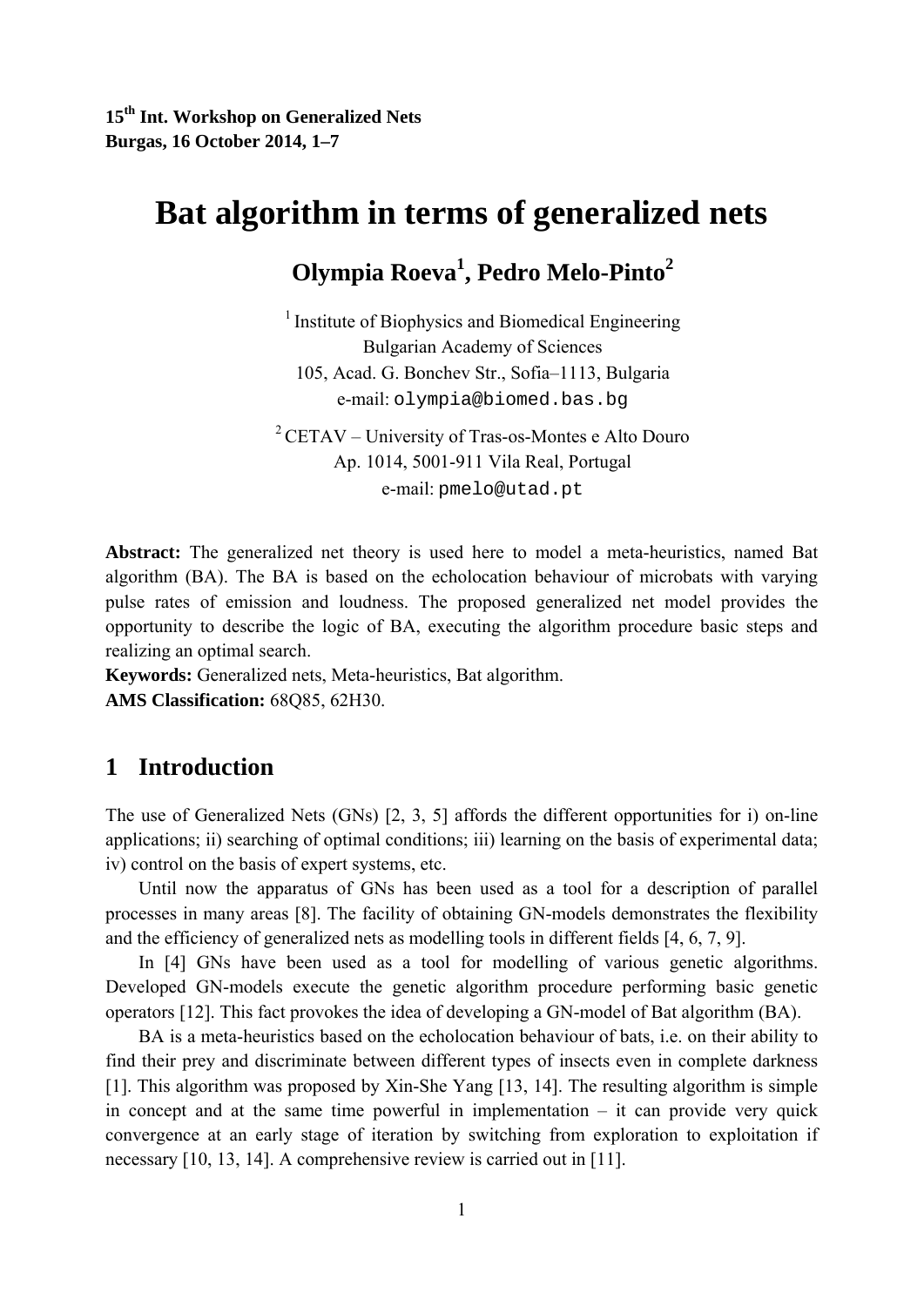# Bat algorithm in terms of generalized nets

**Olympia Roeva[1], Pedro Melo-Pinto[2]**

[1] Institute of Biophysics and Biomedical Engineering
Bulgarian Academy of Sciences
105, Acad. G. Bonchev Str., Sofia–1113, Bulgaria
e-mail: olympia@biomed.bas.bg

[2] CETAV – University of Tras-os-Montes e Alto Douro
Ap. 1014, 5001-911 Vila Real, Portugal
e-mail: pmelo@utad.pt

**Abstract:** The generalized net theory is used here to model a meta-heuristics, named Bat algorithm (BA). The BA is based on the echolocation behaviour of microbats with varying pulse rates of emission and loudness. The proposed generalized net model provides the opportunity to describe the logic of BA, executing the algorithm procedure basic steps and realizing an optimal search.

**Keywords:** Generalized nets, Meta-heuristics, Bat algorithm.

**AMS Classification:** 68Q85, 62H30.

## 1 Introduction

The use of Generalized Nets (GNs) [2, 3, 5] affords the different opportunities for i) on-line applications; ii) searching of optimal conditions; iii) learning on the basis of experimental data; iv) control on the basis of expert systems, etc.

Until now the apparatus of GNs has been used as a tool for a description of parallel processes in many areas [8]. The facility of obtaining GN-models demonstrates the flexibility and the efficiency of generalized nets as modelling tools in different fields [4, 6, 7, 9].

In [4] GNs have been used as a tool for modelling of various genetic algorithms. Developed GN-models execute the genetic algorithm procedure performing basic genetic operators [12]. This fact provokes the idea of developing a GN-model of Bat algorithm (BA).

BA is a meta-heuristics based on the echolocation behaviour of bats, i.e. on their ability to find their prey and discriminate between different types of insects even in complete darkness [1]. This algorithm was proposed by Xin-She Yang [13, 14]. The resulting algorithm is simple in concept and at the same time powerful in implementation – it can provide very quick convergence at an early stage of iteration by switching from exploration to exploitation if necessary [10, 13, 14]. A comprehensive review is carried out in [11].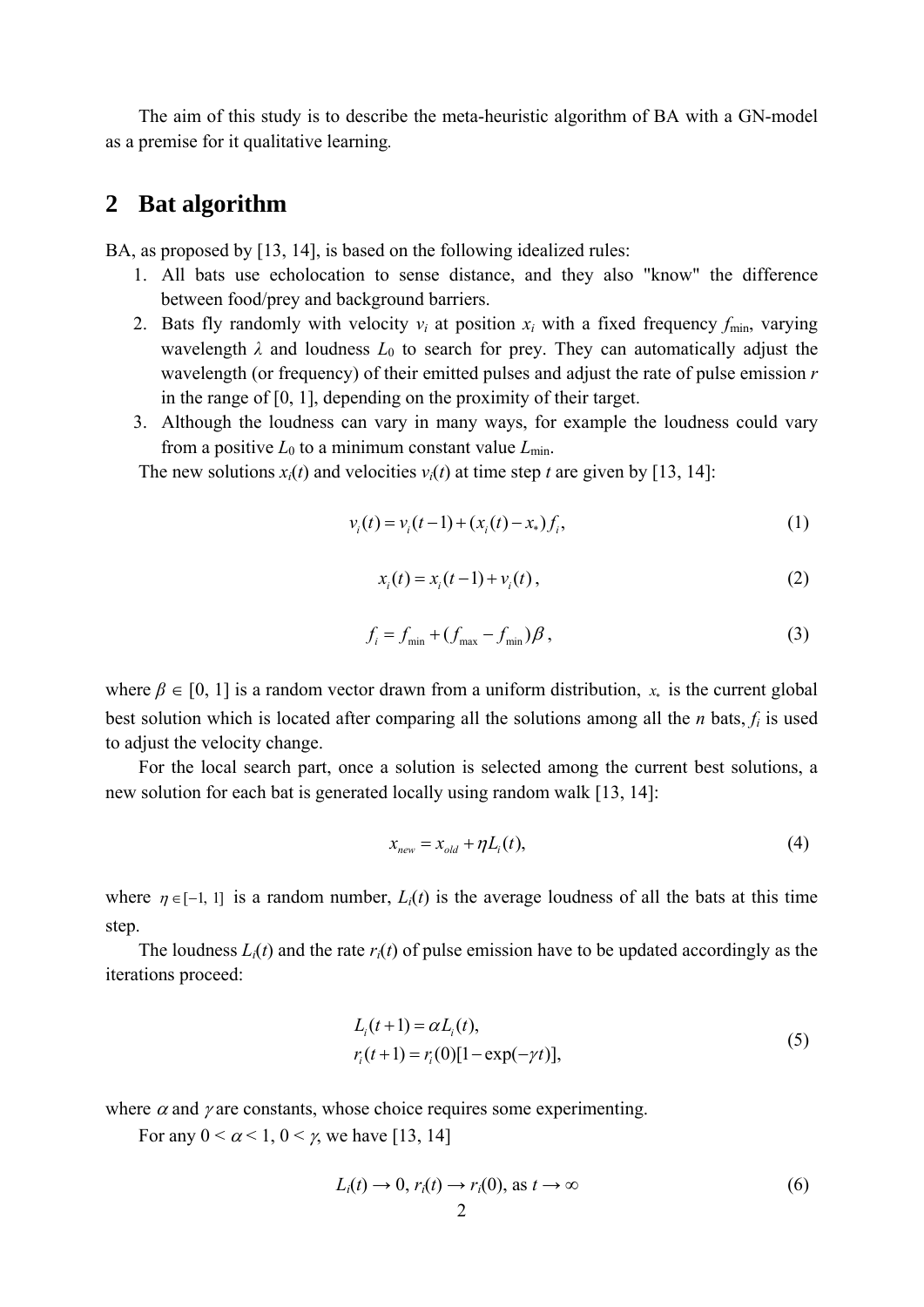The aim of this study is to describe the meta-heuristic algorithm of BA with a GN-model as a premise for it qualitative learning.

## 2 Bat algorithm

BA, as proposed by [13, 14], is based on the following idealized rules:

1. All bats use echolocation to sense distance, and they also "know" the difference between food/prey and background barriers.
2. Bats fly randomly with velocity $v_i$ at position $x_i$ with a fixed frequency $f_{\min}$, varying wavelength $\lambda$ and loudness $L_0$ to search for prey. They can automatically adjust the wavelength (or frequency) of their emitted pulses and adjust the rate of pulse emission $r$ in the range of [0, 1], depending on the proximity of their target.
3. Although the loudness can vary in many ways, for example the loudness could vary from a positive $L_0$ to a minimum constant value $L_{\min}$.

The new solutions $x_i(t)$ and velocities $v_i(t)$ at time step $t$ are given by [13, 14]:

$$v_i(t) = v_i(t-1) + (x_i(t) - x_*) f_i, \tag{1}$$

$$x_i(t) = x_i(t-1) + v_i(t), \tag{2}$$

$$f_i = f_{\min} + (f_{\max} - f_{\min})\beta, \tag{3}$$

where $\beta \in [0, 1]$ is a random vector drawn from a uniform distribution, $x_*$ is the current global best solution which is located after comparing all the solutions among all the $n$ bats, $f_i$ is used to adjust the velocity change.

For the local search part, once a solution is selected among the current best solutions, a new solution for each bat is generated locally using random walk [13, 14]:

$$x_{new} = x_{old} + \eta L_i(t), \tag{4}$$

where $\eta \in [-1, 1]$ is a random number, $L_i(t)$ is the average loudness of all the bats at this time step.

The loudness $L_i(t)$ and the rate $r_i(t)$ of pulse emission have to be updated accordingly as the iterations proceed:

$$\begin{aligned} L_i(t+1) &= \alpha L_i(t), \\ r_i(t+1) &= r_i(0)[1 - \exp(-\gamma t)], \end{aligned} \tag{5}$$

where $\alpha$ and $\gamma$ are constants, whose choice requires some experimenting.

For any $0 < \alpha < 1$, $0 < \gamma$, we have [13, 14]

$$L_i(t) \to 0,\ r_i(t) \to r_i(0), \text{ as } t \to \infty \tag{6}$$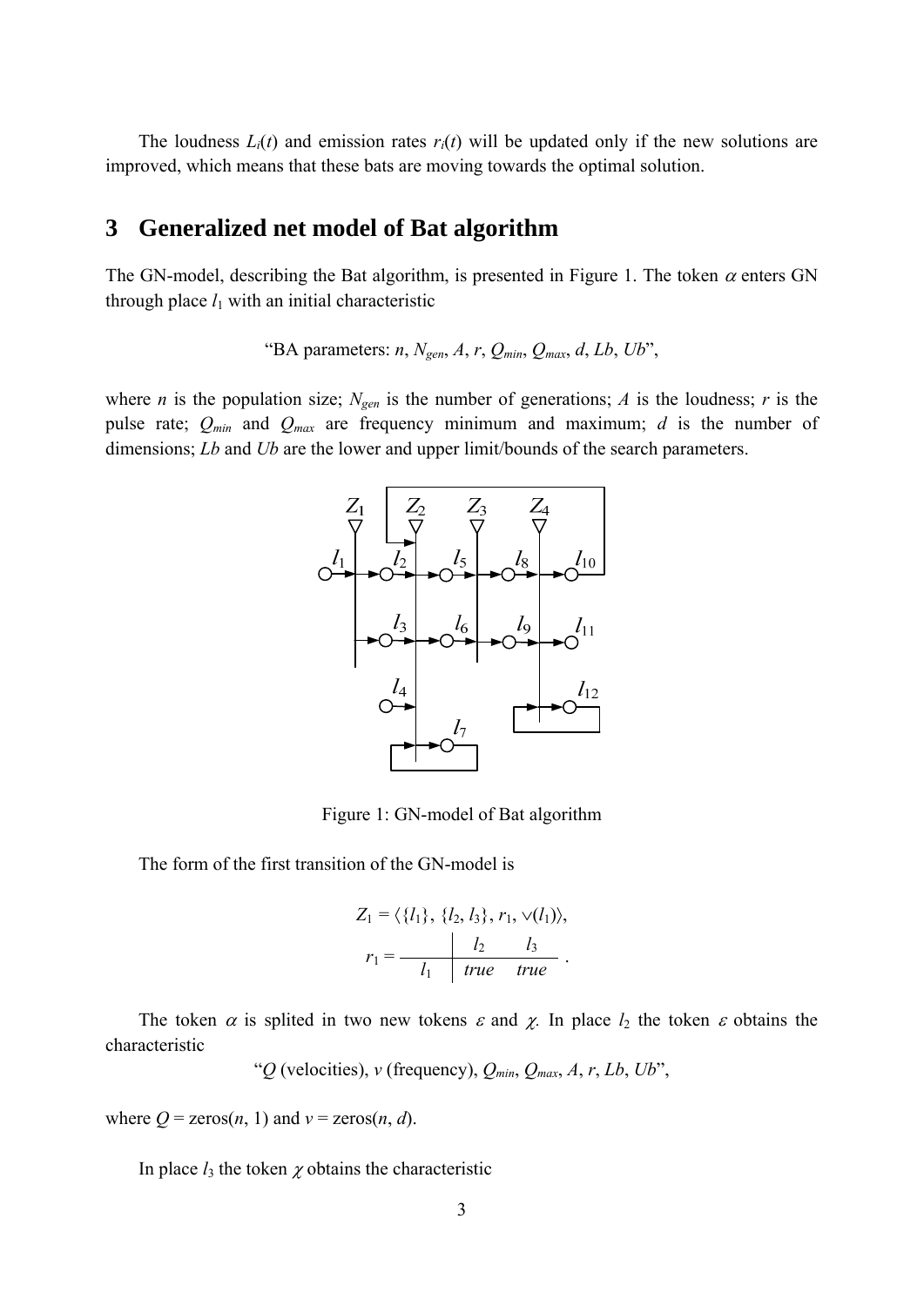The loudness $L_i(t)$ and emission rates $r_i(t)$ will be updated only if the new solutions are improved, which means that these bats are moving towards the optimal solution.

## 3 Generalized net model of Bat algorithm

The GN-model, describing the Bat algorithm, is presented in Figure 1. The token $\alpha$ enters GN through place $l_1$ with an initial characteristic

"BA parameters: $n$, $N_{gen}$, $A$, $r$, $Q_{min}$, $Q_{max}$, $d$, $Lb$, $Ub$",

where $n$ is the population size; $N_{gen}$ is the number of generations; $A$ is the loudness; $r$ is the pulse rate; $Q_{min}$ and $Q_{max}$ are frequency minimum and maximum; $d$ is the number of dimensions; $Lb$ and $Ub$ are the lower and upper limit/bounds of the search parameters.

Figure 1: GN-model of Bat algorithm

The form of the first transition of the GN-model is

$$Z_1 = \langle \{l_1\}, \{l_2, l_3\}, r_1, \vee(l_1) \rangle,$$

$$r_1 = \begin{array}{c|cc} & l_2 & l_3 \\ \hline l_1 & true & true \end{array}.$$

The token $\alpha$ is splited in two new tokens $\varepsilon$ and $\chi$. In place $l_2$ the token $\varepsilon$ obtains the characteristic

"$Q$ (velocities), $v$ (frequency), $Q_{min}$, $Q_{max}$, $A$, $r$, $Lb$, $Ub$",

where $Q$ = zeros($n$, 1) and $v$ = zeros($n$, $d$).

In place $l_3$ the token $\chi$ obtains the characteristic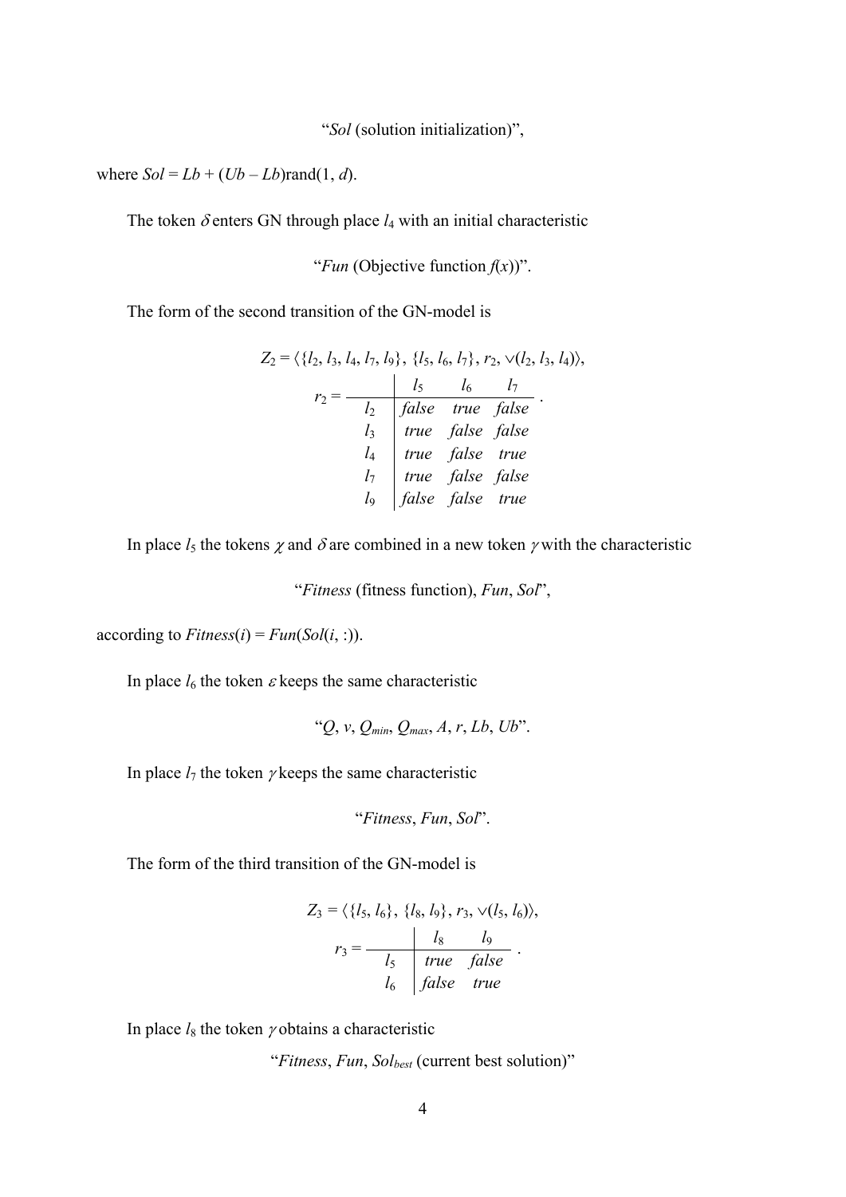"*Sol* (solution initialization)",

where $Sol = Lb + (Ub - Lb)\text{rand}(1, d)$.

The token $\delta$ enters GN through place $l_4$ with an initial characteristic

"*Fun* (Objective function $f(x)$)".

The form of the second transition of the GN-model is

$$Z_2 = \langle \{l_2, l_3, l_4, l_7, l_9\}, \{l_5, l_6, l_7\}, r_2, \vee(l_2, l_3, l_4) \rangle,$$

$$r_2 = \begin{array}{c|ccc} & l_5 & l_6 & l_7 \\ \hline l_2 & \mathit{false} & \mathit{true} & \mathit{false} \\ l_3 & \mathit{true} & \mathit{false} & \mathit{false} \\ l_4 & \mathit{true} & \mathit{false} & \mathit{true} \\ l_7 & \mathit{true} & \mathit{false} & \mathit{false} \\ l_9 & \mathit{false} & \mathit{false} & \mathit{true} \end{array}.$$

In place $l_5$ the tokens $\chi$ and $\delta$ are combined in a new token $\gamma$ with the characteristic

"*Fitness* (fitness function), *Fun*, *Sol*",

according to $Fitness(i) = Fun(Sol(i, :))$.

In place $l_6$ the token $\varepsilon$ keeps the same characteristic

"$Q$, $v$, $Q_{min}$, $Q_{max}$, $A$, $r$, $Lb$, $Ub$".

In place $l_7$ the token $\gamma$ keeps the same characteristic

"*Fitness*, *Fun*, *Sol*".

The form of the third transition of the GN-model is

$$Z_3 = \langle \{l_5, l_6\}, \{l_8, l_9\}, r_3, \vee(l_5, l_6) \rangle,$$

$$r_3 = \begin{array}{c|cc} & l_8 & l_9 \\ \hline l_5 & \mathit{true} & \mathit{false} \\ l_6 & \mathit{false} & \mathit{true} \end{array}.$$

In place $l_8$ the token $\gamma$ obtains a characteristic

"*Fitness*, *Fun*, $Sol_{best}$ (current best solution)"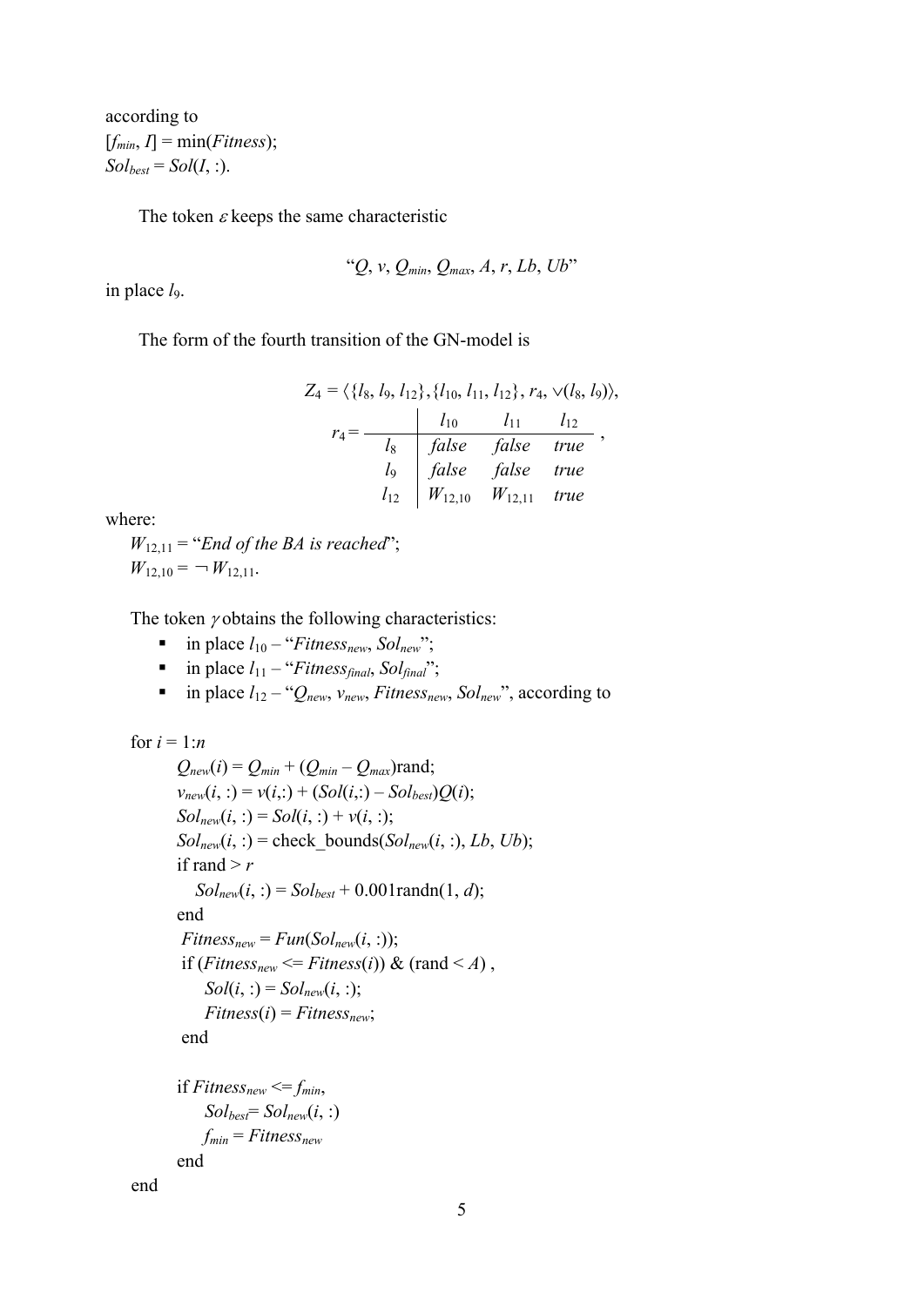according to
$[f_{min}, I] = \min(Fitness)$;
$Sol_{best} = Sol(I, :)$.

The token $\varepsilon$ keeps the same characteristic

$$\text{“}Q, v, Q_{min}, Q_{max}, A, r, Lb, Ub\text{”}$$

in place $l_9$.

The form of the fourth transition of the GN-model is

$$Z_4 = \langle \{l_8, l_9, l_{12}\}, \{l_{10}, l_{11}, l_{12}\}, r_4, \vee(l_8, l_9)\rangle,$$

$$r_4 = \begin{array}{c|ccc} & l_{10} & l_{11} & l_{12} \\ \hline l_8 & false & false & true \\ l_9 & false & false & true \\ l_{12} & W_{12,10} & W_{12,11} & true \end{array},$$

where:

$W_{12,11}$ = “*End of the BA is reached*”;
$W_{12,10} = \neg W_{12,11}$.

The token $\gamma$ obtains the following characteristics:

- in place $l_{10}$ – “$Fitness_{new}$, $Sol_{new}$”;
- in place $l_{11}$ – “$Fitness_{final}$, $Sol_{final}$”;
- in place $l_{12}$ – “$Q_{new}$, $v_{new}$, $Fitness_{new}$, $Sol_{new}$”, according to

```
for i = 1:n
      Q_new(i) = Q_min + (Q_min – Q_max)rand;
      v_new(i, :) = v(i,:) + (Sol(i,:) – Sol_best)Q(i);
      Sol_new(i, :) = Sol(i, :) + v(i, :);
      Sol_new(i, :) = check_bounds(Sol_new(i, :), Lb, Ub);
      if rand > r
         Sol_new(i, :) = Sol_best + 0.001randn(1, d);
      end
       Fitness_new = Fun(Sol_new(i, :));
       if (Fitness_new <= Fitness(i)) & (rand < A) ,
            Sol(i, :) = Sol_new(i, :);
            Fitness(i) = Fitness_new;
       end

      if Fitness_new <= f_min,
            Sol_best= Sol_new(i, :)
            f_min = Fitness_new
      end
end
```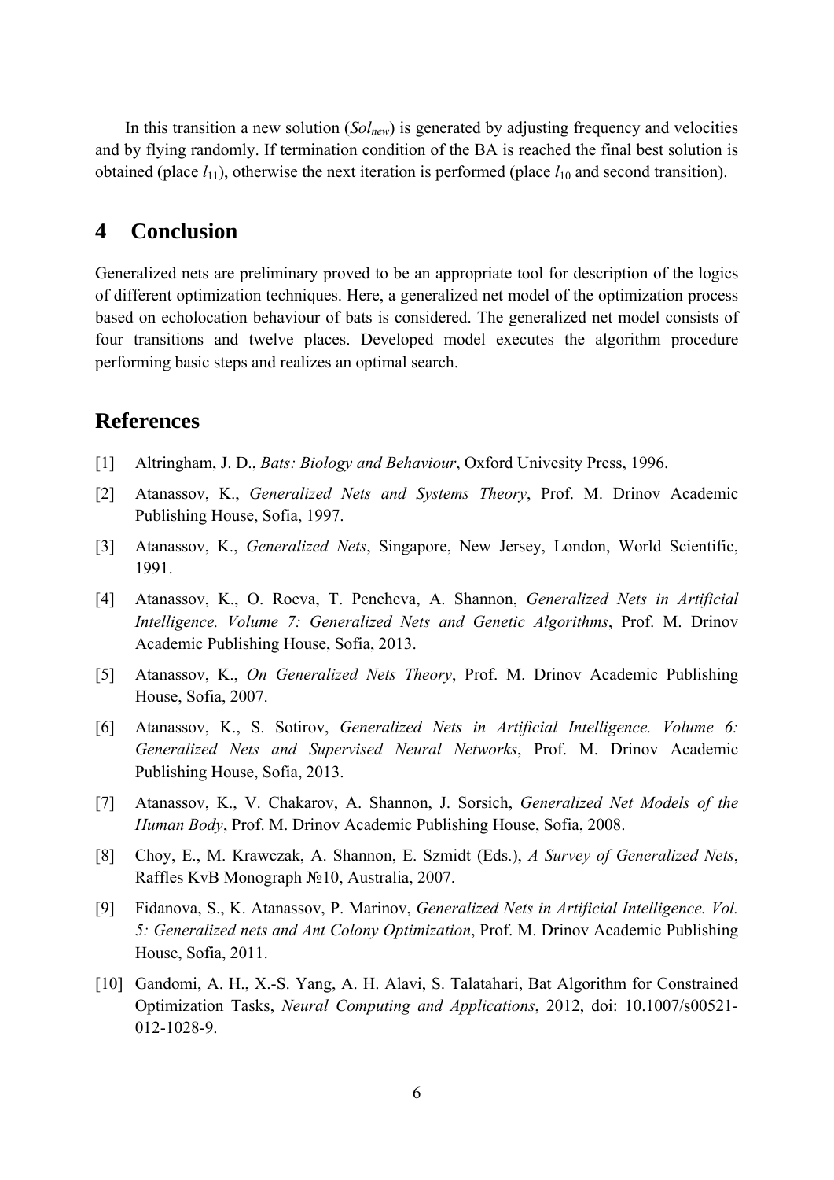In this transition a new solution ($Sol_{new}$) is generated by adjusting frequency and velocities and by flying randomly. If termination condition of the BA is reached the final best solution is obtained (place $l_{11}$), otherwise the next iteration is performed (place $l_{10}$ and second transition).

## 4 Conclusion

Generalized nets are preliminary proved to be an appropriate tool for description of the logics of different optimization techniques. Here, a generalized net model of the optimization process based on echolocation behaviour of bats is considered. The generalized net model consists of four transitions and twelve places. Developed model executes the algorithm procedure performing basic steps and realizes an optimal search.

## References

[1] Altringham, J. D., *Bats: Biology and Behaviour*, Oxford Univesity Press, 1996.

[2] Atanassov, K., *Generalized Nets and Systems Theory*, Prof. M. Drinov Academic Publishing House, Sofia, 1997.

[3] Atanassov, K., *Generalized Nets*, Singapore, New Jersey, London, World Scientific, 1991.

[4] Atanassov, K., O. Roeva, T. Pencheva, A. Shannon, *Generalized Nets in Artificial Intelligence. Volume 7: Generalized Nets and Genetic Algorithms*, Prof. M. Drinov Academic Publishing House, Sofia, 2013.

[5] Atanassov, K., *On Generalized Nets Theory*, Prof. M. Drinov Academic Publishing House, Sofia, 2007.

[6] Atanassov, K., S. Sotirov, *Generalized Nets in Artificial Intelligence. Volume 6: Generalized Nets and Supervised Neural Networks*, Prof. M. Drinov Academic Publishing House, Sofia, 2013.

[7] Atanassov, K., V. Chakarov, A. Shannon, J. Sorsich, *Generalized Net Models of the Human Body*, Prof. M. Drinov Academic Publishing House, Sofia, 2008.

[8] Choy, E., M. Krawczak, A. Shannon, E. Szmidt (Eds.), *A Survey of Generalized Nets*, Raffles KvB Monograph №10, Australia, 2007.

[9] Fidanova, S., K. Atanassov, P. Marinov, *Generalized Nets in Artificial Intelligence. Vol. 5: Generalized nets and Ant Colony Optimization*, Prof. M. Drinov Academic Publishing House, Sofia, 2011.

[10] Gandomi, A. H., X.-S. Yang, A. H. Alavi, S. Talatahari, Bat Algorithm for Constrained Optimization Tasks, *Neural Computing and Applications*, 2012, doi: 10.1007/s00521-012-1028-9.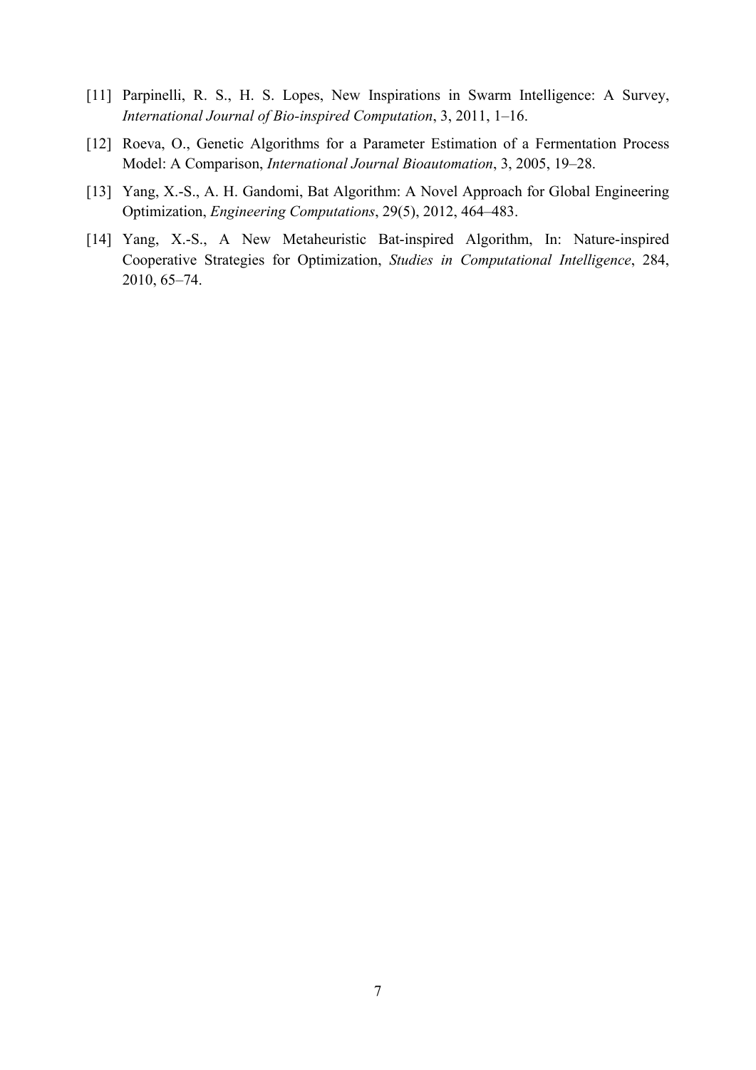[11] Parpinelli, R. S., H. S. Lopes, New Inspirations in Swarm Intelligence: A Survey, *International Journal of Bio-inspired Computation*, 3, 2011, 1–16.

[12] Roeva, O., Genetic Algorithms for a Parameter Estimation of a Fermentation Process Model: A Comparison, *International Journal Bioautomation*, 3, 2005, 19–28.

[13] Yang, X.-S., A. H. Gandomi, Bat Algorithm: A Novel Approach for Global Engineering Optimization, *Engineering Computations*, 29(5), 2012, 464–483.

[14] Yang, X.-S., A New Metaheuristic Bat-inspired Algorithm, In: Nature-inspired Cooperative Strategies for Optimization, *Studies in Computational Intelligence*, 284, 2010, 65–74.